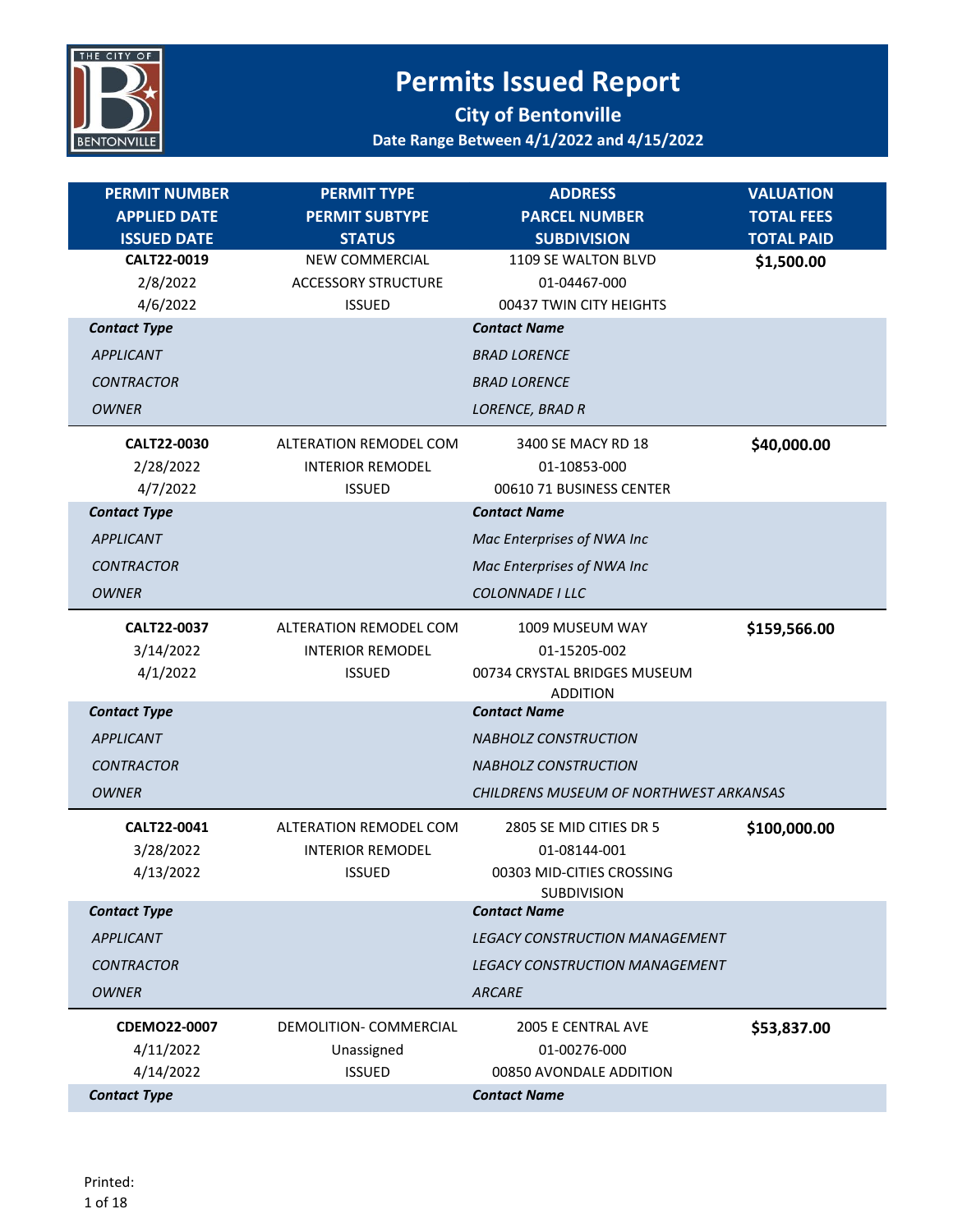# Permits Issued Report

## City of Bentonville

### Date Range Between 4/1/2022 and 4/15/2022

| PERMIT NUMBER<br>APPLIED DATE<br>ISSUED DATE | PERMIT TYPE<br>PERMIT SUBTYPE<br>STATUS | ADDRESS<br>PARCEL NUMBER<br>SUBDIVISION | VALUATION<br>TOTAL FEES<br>TOTAL PAID |
|---|---|---|---|
| **CALT22-0019**<br>2/8/2022<br>4/6/2022 | NEW COMMERCIAL<br>ACCESSORY STRUCTURE<br>ISSUED | 1109 SE WALTON BLVD<br>01-04467-000<br>00437 TWIN CITY HEIGHTS | **$1,500.00** |
| ***Contact Type*** | | ***Contact Name*** | |
| *APPLICANT* | | *BRAD LORENCE* | |
| *CONTRACTOR* | | *BRAD LORENCE* | |
| *OWNER* | | *LORENCE, BRAD R* | |
| **CALT22-0030**<br>2/28/2022<br>4/7/2022 | ALTERATION REMODEL COM<br>INTERIOR REMODEL<br>ISSUED | 3400 SE MACY RD 18<br>01-10853-000<br>00610 71 BUSINESS CENTER | **$40,000.00** |
| ***Contact Type*** | | ***Contact Name*** | |
| *APPLICANT* | | *Mac Enterprises of NWA Inc* | |
| *CONTRACTOR* | | *Mac Enterprises of NWA Inc* | |
| *OWNER* | | *COLONNADE I LLC* | |
| **CALT22-0037**<br>3/14/2022<br>4/1/2022 | ALTERATION REMODEL COM<br>INTERIOR REMODEL<br>ISSUED | 1009 MUSEUM WAY<br>01-15205-002<br>00734 CRYSTAL BRIDGES MUSEUM ADDITION | **$159,566.00** |
| ***Contact Type*** | | ***Contact Name*** | |
| *APPLICANT* | | *NABHOLZ CONSTRUCTION* | |
| *CONTRACTOR* | | *NABHOLZ CONSTRUCTION* | |
| *OWNER* | | *CHILDRENS MUSEUM OF NORTHWEST ARKANSAS* | |
| **CALT22-0041**<br>3/28/2022<br>4/13/2022 | ALTERATION REMODEL COM<br>INTERIOR REMODEL<br>ISSUED | 2805 SE MID CITIES DR 5<br>01-08144-001<br>00303 MID-CITIES CROSSING SUBDIVISION | **$100,000.00** |
| ***Contact Type*** | | ***Contact Name*** | |
| *APPLICANT* | | *LEGACY CONSTRUCTION MANAGEMENT* | |
| *CONTRACTOR* | | *LEGACY CONSTRUCTION MANAGEMENT* | |
| *OWNER* | | *ARCARE* | |
| **CDEMO22-0007**<br>4/11/2022<br>4/14/2022 | DEMOLITION- COMMERCIAL<br>Unassigned<br>ISSUED | 2005 E CENTRAL AVE<br>01-00276-000<br>00850 AVONDALE ADDITION | **$53,837.00** |
| ***Contact Type*** | | ***Contact Name*** | |

Printed: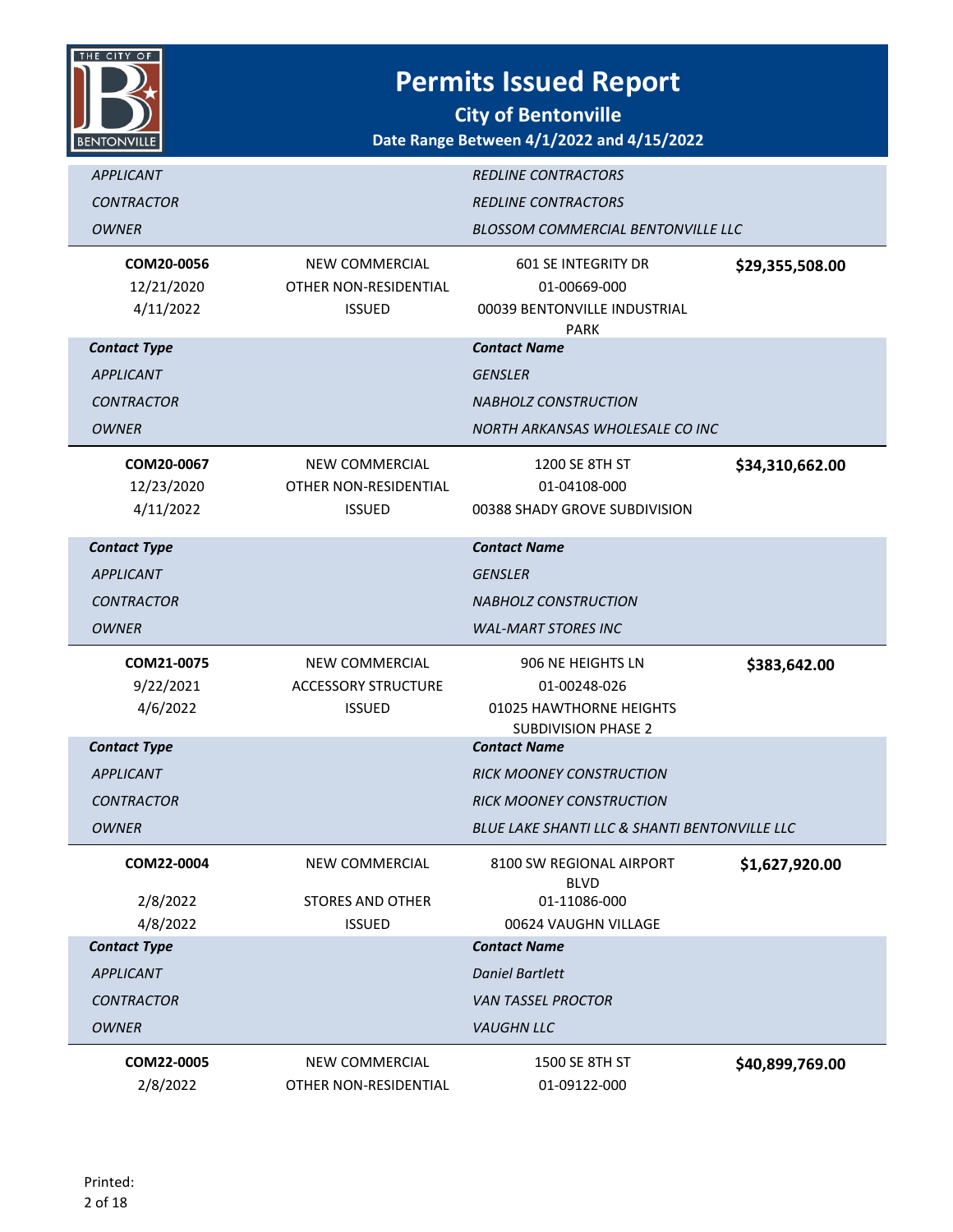# Permits Issued Report

## City of Bentonville

### Date Range Between 4/1/2022 and 4/15/2022

| Contact Type | Contact Name |
|---|---|
| *APPLICANT* | *REDLINE CONTRACTORS* |
| *CONTRACTOR* | *REDLINE CONTRACTORS* |
| *OWNER* | *BLOSSOM COMMERCIAL BENTONVILLE LLC* |

| **COM20-0056** | NEW COMMERCIAL | 601 SE INTEGRITY DR | **$29,355,508.00** |
|---|---|---|---|
| 12/21/2020 | OTHER NON-RESIDENTIAL | 01-00669-000 | |
| 4/11/2022 | ISSUED | 00039 BENTONVILLE INDUSTRIAL PARK | |

| ***Contact Type*** | ***Contact Name*** |
|---|---|
| *APPLICANT* | *GENSLER* |
| *CONTRACTOR* | *NABHOLZ CONSTRUCTION* |
| *OWNER* | *NORTH ARKANSAS WHOLESALE CO INC* |

| **COM20-0067** | NEW COMMERCIAL | 1200 SE 8TH ST | **$34,310,662.00** |
|---|---|---|---|
| 12/23/2020 | OTHER NON-RESIDENTIAL | 01-04108-000 | |
| 4/11/2022 | ISSUED | 00388 SHADY GROVE SUBDIVISION | |

| ***Contact Type*** | ***Contact Name*** |
|---|---|
| *APPLICANT* | *GENSLER* |
| *CONTRACTOR* | *NABHOLZ CONSTRUCTION* |
| *OWNER* | *WAL-MART STORES INC* |

| **COM21-0075** | NEW COMMERCIAL | 906 NE HEIGHTS LN | **$383,642.00** |
|---|---|---|---|
| 9/22/2021 | ACCESSORY STRUCTURE | 01-00248-026 | |
| 4/6/2022 | ISSUED | 01025 HAWTHORNE HEIGHTS SUBDIVISION PHASE 2 | |

| ***Contact Type*** | ***Contact Name*** |
|---|---|
| *APPLICANT* | *RICK MOONEY CONSTRUCTION* |
| *CONTRACTOR* | *RICK MOONEY CONSTRUCTION* |
| *OWNER* | *BLUE LAKE SHANTI LLC & SHANTI BENTONVILLE LLC* |

| **COM22-0004** | NEW COMMERCIAL | 8100 SW REGIONAL AIRPORT BLVD | **$1,627,920.00** |
|---|---|---|---|
| 2/8/2022 | STORES AND OTHER | 01-11086-000 | |
| 4/8/2022 | ISSUED | 00624 VAUGHN VILLAGE | |

| ***Contact Type*** | ***Contact Name*** |
|---|---|
| *APPLICANT* | *Daniel Bartlett* |
| *CONTRACTOR* | *VAN TASSEL PROCTOR* |
| *OWNER* | *VAUGHN LLC* |

| **COM22-0005** | NEW COMMERCIAL | 1500 SE 8TH ST | **$40,899,769.00** |
|---|---|---|---|
| 2/8/2022 | OTHER NON-RESIDENTIAL | 01-09122-000 | |

Printed: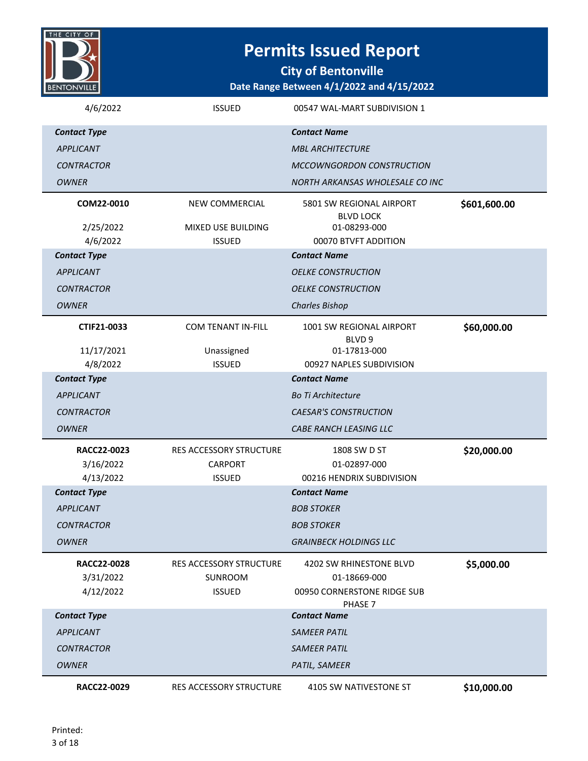# Permits Issued Report

## City of Bentonville

### Date Range Between 4/1/2022 and 4/15/2022

| | | | |
|---|---|---|---|
| 4/6/2022 | ISSUED | 00547 WAL-MART SUBDIVISION 1 | |

| *Contact Type* | *Contact Name* |
|---|---|
| *APPLICANT* | *MBL ARCHITECTURE* |
| *CONTRACTOR* | *MCCOWNGORDON CONSTRUCTION* |
| *OWNER* | *NORTH ARKANSAS WHOLESALE CO INC* |

| | | | |
|---|---|---|---|
| **COM22-0010** | NEW COMMERCIAL | 5801 SW REGIONAL AIRPORT BLVD LOCK | **$601,600.00** |
| 2/25/2022 | MIXED USE BUILDING | 01-08293-000 | |
| 4/6/2022 | ISSUED | 00070 BTVFT ADDITION | |

| *Contact Type* | *Contact Name* |
|---|---|
| *APPLICANT* | *OELKE CONSTRUCTION* |
| *CONTRACTOR* | *OELKE CONSTRUCTION* |
| *OWNER* | *Charles Bishop* |

| | | | |
|---|---|---|---|
| **CTIF21-0033** | COM TENANT IN-FILL | 1001 SW REGIONAL AIRPORT BLVD 9 | **$60,000.00** |
| 11/17/2021 | Unassigned | 01-17813-000 | |
| 4/8/2022 | ISSUED | 00927 NAPLES SUBDIVISION | |

| *Contact Type* | *Contact Name* |
|---|---|
| *APPLICANT* | *Bo Ti Architecture* |
| *CONTRACTOR* | *CAESAR'S CONSTRUCTION* |
| *OWNER* | *CABE RANCH LEASING LLC* |

| | | | |
|---|---|---|---|
| **RACC22-0023** | RES ACCESSORY STRUCTURE | 1808 SW D ST | **$20,000.00** |
| 3/16/2022 | CARPORT | 01-02897-000 | |
| 4/13/2022 | ISSUED | 00216 HENDRIX SUBDIVISION | |

| *Contact Type* | *Contact Name* |
|---|---|
| *APPLICANT* | *BOB STOKER* |
| *CONTRACTOR* | *BOB STOKER* |
| *OWNER* | *GRAINBECK HOLDINGS LLC* |

| | | | |
|---|---|---|---|
| **RACC22-0028** | RES ACCESSORY STRUCTURE | 4202 SW RHINESTONE BLVD | **$5,000.00** |
| 3/31/2022 | SUNROOM | 01-18669-000 | |
| 4/12/2022 | ISSUED | 00950 CORNERSTONE RIDGE SUB PHASE 7 | |

| *Contact Type* | *Contact Name* |
|---|---|
| *APPLICANT* | *SAMEER PATIL* |
| *CONTRACTOR* | *SAMEER PATIL* |
| *OWNER* | *PATIL, SAMEER* |

| | | | |
|---|---|---|---|
| **RACC22-0029** | RES ACCESSORY STRUCTURE | 4105 SW NATIVESTONE ST | **$10,000.00** |

Printed: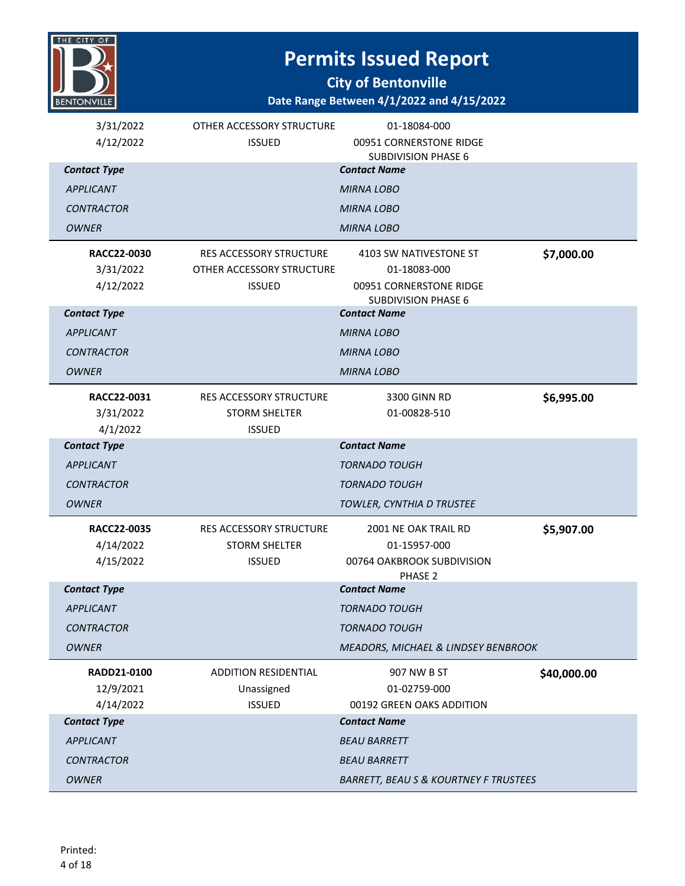# Permits Issued Report

**City of Bentonville**

**Date Range Between 4/1/2022 and 4/15/2022**

| | | | |
|---|---|---|---|
| 3/31/2022 | OTHER ACCESSORY STRUCTURE | 01-18084-000 | |
| 4/12/2022 | ISSUED | 00951 CORNERSTONE RIDGE SUBDIVISION PHASE 6 | |

| *Contact Type* | *Contact Name* |
|---|---|
| *APPLICANT* | *MIRNA LOBO* |
| *CONTRACTOR* | *MIRNA LOBO* |
| *OWNER* | *MIRNA LOBO* |

| | | | |
|---|---|---|---|
| **RACC22-0030** | RES ACCESSORY STRUCTURE | 4103 SW NATIVESTONE ST | **$7,000.00** |
| 3/31/2022 | OTHER ACCESSORY STRUCTURE | 01-18083-000 | |
| 4/12/2022 | ISSUED | 00951 CORNERSTONE RIDGE SUBDIVISION PHASE 6 | |

| *Contact Type* | *Contact Name* |
|---|---|
| *APPLICANT* | *MIRNA LOBO* |
| *CONTRACTOR* | *MIRNA LOBO* |
| *OWNER* | *MIRNA LOBO* |

| | | | |
|---|---|---|---|
| **RACC22-0031** | RES ACCESSORY STRUCTURE | 3300 GINN RD | **$6,995.00** |
| 3/31/2022 | STORM SHELTER | 01-00828-510 | |
| 4/1/2022 | ISSUED | | |

| *Contact Type* | *Contact Name* |
|---|---|
| *APPLICANT* | *TORNADO TOUGH* |
| *CONTRACTOR* | *TORNADO TOUGH* |
| *OWNER* | *TOWLER, CYNTHIA D TRUSTEE* |

| | | | |
|---|---|---|---|
| **RACC22-0035** | RES ACCESSORY STRUCTURE | 2001 NE OAK TRAIL RD | **$5,907.00** |
| 4/14/2022 | STORM SHELTER | 01-15957-000 | |
| 4/15/2022 | ISSUED | 00764 OAKBROOK SUBDIVISION PHASE 2 | |

| *Contact Type* | *Contact Name* |
|---|---|
| *APPLICANT* | *TORNADO TOUGH* |
| *CONTRACTOR* | *TORNADO TOUGH* |
| *OWNER* | *MEADORS, MICHAEL & LINDSEY BENBROOK* |

| | | | |
|---|---|---|---|
| **RADD21-0100** | ADDITION RESIDENTIAL | 907 NW B ST | **$40,000.00** |
| 12/9/2021 | Unassigned | 01-02759-000 | |
| 4/14/2022 | ISSUED | 00192 GREEN OAKS ADDITION | |

| *Contact Type* | *Contact Name* |
|---|---|
| *APPLICANT* | *BEAU BARRETT* |
| *CONTRACTOR* | *BEAU BARRETT* |
| *OWNER* | *BARRETT, BEAU S & KOURTNEY F TRUSTEES* |

Printed: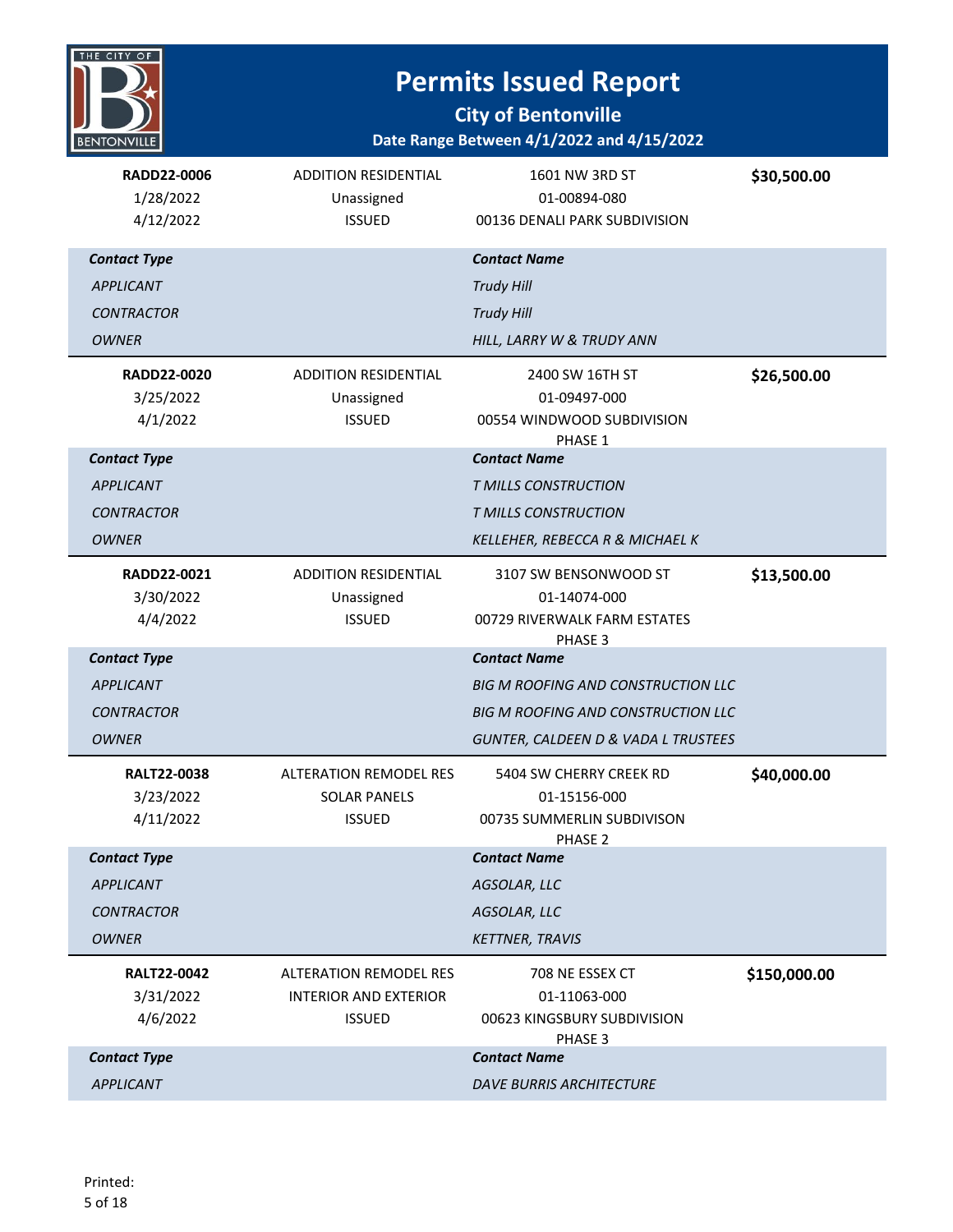# Permits Issued Report

## City of Bentonville

### Date Range Between 4/1/2022 and 4/15/2022

| | | | |
|---|---|---|---|
| **RADD22-0006** | ADDITION RESIDENTIAL | 1601 NW 3RD ST | **$30,500.00** |
| 1/28/2022 | Unassigned | 01-00894-080 | |
| 4/12/2022 | ISSUED | 00136 DENALI PARK SUBDIVISION | |

| ***Contact Type*** | ***Contact Name*** |
|---|---|
| *APPLICANT* | *Trudy Hill* |
| *CONTRACTOR* | *Trudy Hill* |
| *OWNER* | *HILL, LARRY W & TRUDY ANN* |

| | | | |
|---|---|---|---|
| **RADD22-0020** | ADDITION RESIDENTIAL | 2400 SW 16TH ST | **$26,500.00** |
| 3/25/2022 | Unassigned | 01-09497-000 | |
| 4/1/2022 | ISSUED | 00554 WINDWOOD SUBDIVISION PHASE 1 | |

| ***Contact Type*** | ***Contact Name*** |
|---|---|
| *APPLICANT* | *T MILLS CONSTRUCTION* |
| *CONTRACTOR* | *T MILLS CONSTRUCTION* |
| *OWNER* | *KELLEHER, REBECCA R & MICHAEL K* |

| | | | |
|---|---|---|---|
| **RADD22-0021** | ADDITION RESIDENTIAL | 3107 SW BENSONWOOD ST | **$13,500.00** |
| 3/30/2022 | Unassigned | 01-14074-000 | |
| 4/4/2022 | ISSUED | 00729 RIVERWALK FARM ESTATES PHASE 3 | |

| ***Contact Type*** | ***Contact Name*** |
|---|---|
| *APPLICANT* | *BIG M ROOFING AND CONSTRUCTION LLC* |
| *CONTRACTOR* | *BIG M ROOFING AND CONSTRUCTION LLC* |
| *OWNER* | *GUNTER, CALDEEN D & VADA L TRUSTEES* |

| | | | |
|---|---|---|---|
| **RALT22-0038** | ALTERATION REMODEL RES | 5404 SW CHERRY CREEK RD | **$40,000.00** |
| 3/23/2022 | SOLAR PANELS | 01-15156-000 | |
| 4/11/2022 | ISSUED | 00735 SUMMERLIN SUBDIVISON PHASE 2 | |

| ***Contact Type*** | ***Contact Name*** |
|---|---|
| *APPLICANT* | *AGSOLAR, LLC* |
| *CONTRACTOR* | *AGSOLAR, LLC* |
| *OWNER* | *KETTNER, TRAVIS* |

| | | | |
|---|---|---|---|
| **RALT22-0042** | ALTERATION REMODEL RES | 708 NE ESSEX CT | **$150,000.00** |
| 3/31/2022 | INTERIOR AND EXTERIOR | 01-11063-000 | |
| 4/6/2022 | ISSUED | 00623 KINGSBURY SUBDIVISION PHASE 3 | |

| ***Contact Type*** | ***Contact Name*** |
|---|---|
| *APPLICANT* | *DAVE BURRIS ARCHITECTURE* |

Printed: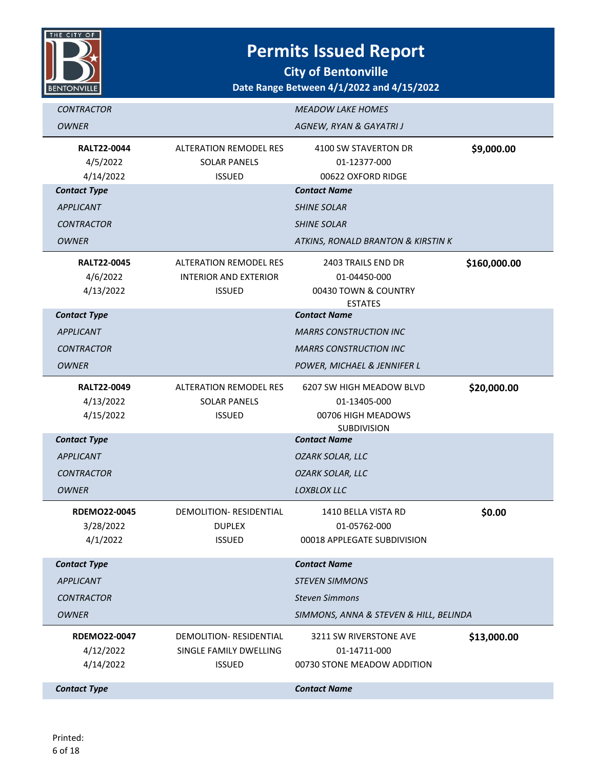# Permits Issued Report

## City of Bentonville

### Date Range Between 4/1/2022 and 4/15/2022

| | | | |
|---|---|---|---|
| *CONTRACTOR* | | *MEADOW LAKE HOMES* | |
| *OWNER* | | *AGNEW, RYAN & GAYATRI J* | |

| | | | |
|---|---|---|---|
| **RALT22-0044** | ALTERATION REMODEL RES | 4100 SW STAVERTON DR | **$9,000.00** |
| 4/5/2022 | SOLAR PANELS | 01-12377-000 | |
| 4/14/2022 | ISSUED | 00622 OXFORD RIDGE | |
| ***Contact Type*** | | ***Contact Name*** | |
| *APPLICANT* | | *SHINE SOLAR* | |
| *CONTRACTOR* | | *SHINE SOLAR* | |
| *OWNER* | | *ATKINS, RONALD BRANTON & KIRSTIN K* | |

| | | | |
|---|---|---|---|
| **RALT22-0045** | ALTERATION REMODEL RES | 2403 TRAILS END DR | **$160,000.00** |
| 4/6/2022 | INTERIOR AND EXTERIOR | 01-04450-000 | |
| 4/13/2022 | ISSUED | 00430 TOWN & COUNTRY ESTATES | |
| ***Contact Type*** | | ***Contact Name*** | |
| *APPLICANT* | | *MARRS CONSTRUCTION INC* | |
| *CONTRACTOR* | | *MARRS CONSTRUCTION INC* | |
| *OWNER* | | *POWER, MICHAEL & JENNIFER L* | |

| | | | |
|---|---|---|---|
| **RALT22-0049** | ALTERATION REMODEL RES | 6207 SW HIGH MEADOW BLVD | **$20,000.00** |
| 4/13/2022 | SOLAR PANELS | 01-13405-000 | |
| 4/15/2022 | ISSUED | 00706 HIGH MEADOWS SUBDIVISION | |
| ***Contact Type*** | | ***Contact Name*** | |
| *APPLICANT* | | *OZARK SOLAR, LLC* | |
| *CONTRACTOR* | | *OZARK SOLAR, LLC* | |
| *OWNER* | | *LOXBLOX LLC* | |

| | | | |
|---|---|---|---|
| **RDEMO22-0045** | DEMOLITION- RESIDENTIAL | 1410 BELLA VISTA RD | **$0.00** |
| 3/28/2022 | DUPLEX | 01-05762-000 | |
| 4/1/2022 | ISSUED | 00018 APPLEGATE SUBDIVISION | |
| ***Contact Type*** | | ***Contact Name*** | |
| *APPLICANT* | | *STEVEN SIMMONS* | |
| *CONTRACTOR* | | *Steven Simmons* | |
| *OWNER* | | *SIMMONS, ANNA & STEVEN & HILL, BELINDA* | |

| | | | |
|---|---|---|---|
| **RDEMO22-0047** | DEMOLITION- RESIDENTIAL | 3211 SW RIVERSTONE AVE | **$13,000.00** |
| 4/12/2022 | SINGLE FAMILY DWELLING | 01-14711-000 | |
| 4/14/2022 | ISSUED | 00730 STONE MEADOW ADDITION | |
| ***Contact Type*** | | ***Contact Name*** | |

Printed: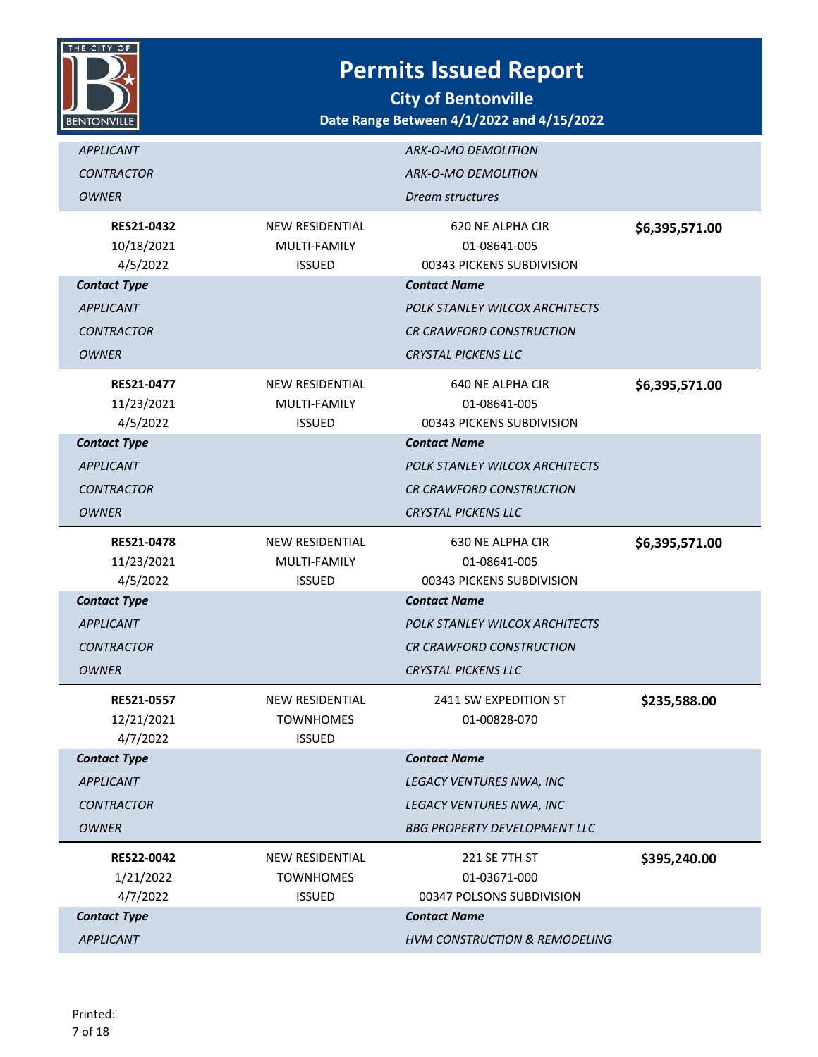# Permits Issued Report

## City of Bentonville

### Date Range Between 4/1/2022 and 4/15/2022

| | | | |
|---|---|---|---|
| *APPLICANT* | | *ARK-O-MO DEMOLITION* | |
| *CONTRACTOR* | | *ARK-O-MO DEMOLITION* | |
| *OWNER* | | *Dream structures* | |

| | | | |
|---|---|---|---|
| **RES21-0432**<br>10/18/2021<br>4/5/2022 | NEW RESIDENTIAL<br>MULTI-FAMILY<br>ISSUED | 620 NE ALPHA CIR<br>01-08641-005<br>00343 PICKENS SUBDIVISION | **$6,395,571.00** |
| ***Contact Type*** | | ***Contact Name*** | |
| *APPLICANT* | | *POLK STANLEY WILCOX ARCHITECTS* | |
| *CONTRACTOR* | | *CR CRAWFORD CONSTRUCTION* | |
| *OWNER* | | *CRYSTAL PICKENS LLC* | |

| | | | |
|---|---|---|---|
| **RES21-0477**<br>11/23/2021<br>4/5/2022 | NEW RESIDENTIAL<br>MULTI-FAMILY<br>ISSUED | 640 NE ALPHA CIR<br>01-08641-005<br>00343 PICKENS SUBDIVISION | **$6,395,571.00** |
| ***Contact Type*** | | ***Contact Name*** | |
| *APPLICANT* | | *POLK STANLEY WILCOX ARCHITECTS* | |
| *CONTRACTOR* | | *CR CRAWFORD CONSTRUCTION* | |
| *OWNER* | | *CRYSTAL PICKENS LLC* | |

| | | | |
|---|---|---|---|
| **RES21-0478**<br>11/23/2021<br>4/5/2022 | NEW RESIDENTIAL<br>MULTI-FAMILY<br>ISSUED | 630 NE ALPHA CIR<br>01-08641-005<br>00343 PICKENS SUBDIVISION | **$6,395,571.00** |
| ***Contact Type*** | | ***Contact Name*** | |
| *APPLICANT* | | *POLK STANLEY WILCOX ARCHITECTS* | |
| *CONTRACTOR* | | *CR CRAWFORD CONSTRUCTION* | |
| *OWNER* | | *CRYSTAL PICKENS LLC* | |

| | | | |
|---|---|---|---|
| **RES21-0557**<br>12/21/2021<br>4/7/2022 | NEW RESIDENTIAL<br>TOWNHOMES<br>ISSUED | 2411 SW EXPEDITION ST<br>01-00828-070 | **$235,588.00** |
| ***Contact Type*** | | ***Contact Name*** | |
| *APPLICANT* | | *LEGACY VENTURES NWA, INC* | |
| *CONTRACTOR* | | *LEGACY VENTURES NWA, INC* | |
| *OWNER* | | *BBG PROPERTY DEVELOPMENT LLC* | |

| | | | |
|---|---|---|---|
| **RES22-0042**<br>1/21/2022<br>4/7/2022 | NEW RESIDENTIAL<br>TOWNHOMES<br>ISSUED | 221 SE 7TH ST<br>01-03671-000<br>00347 POLSONS SUBDIVISION | **$395,240.00** |
| ***Contact Type*** | | ***Contact Name*** | |
| *APPLICANT* | | *HVM CONSTRUCTION & REMODELING* | |

Printed: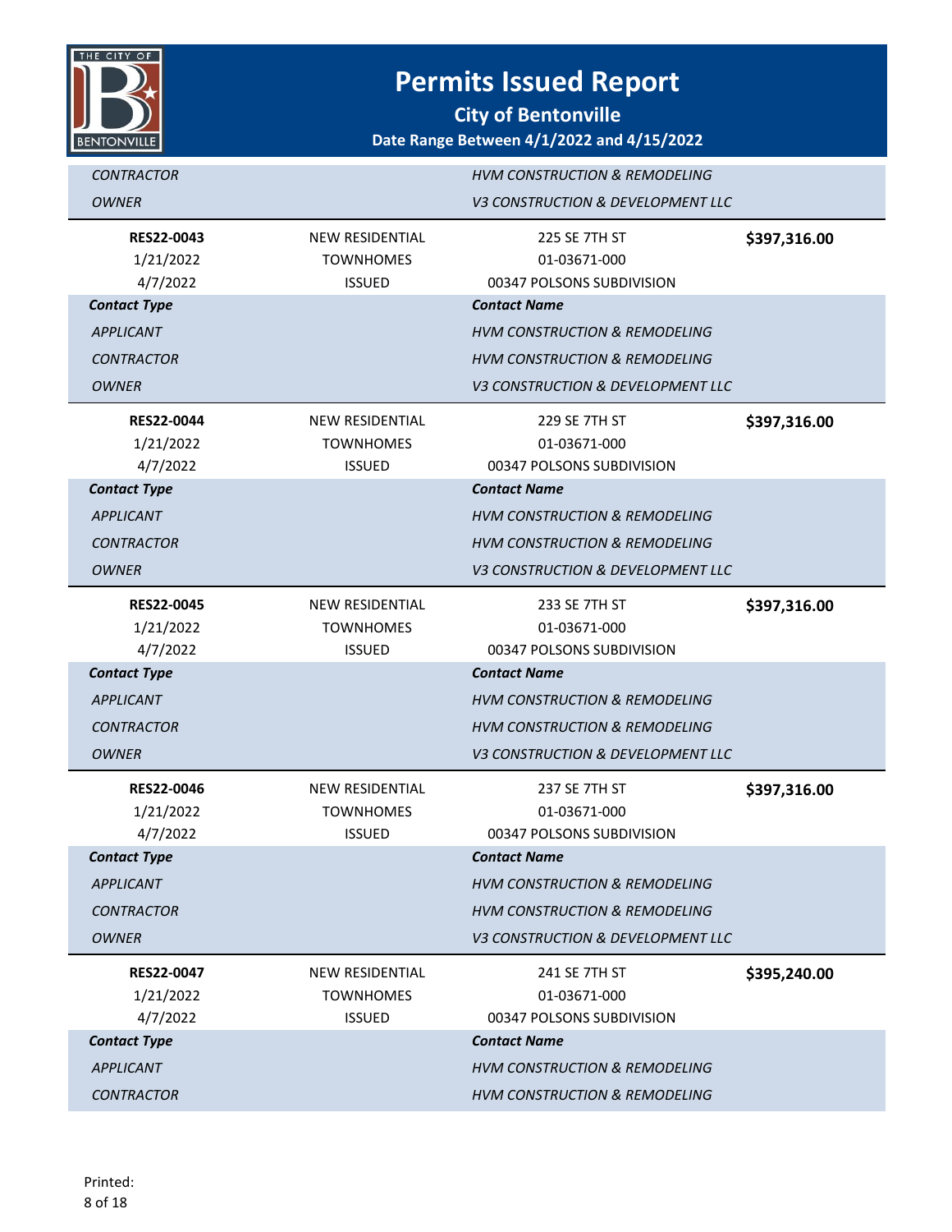# Permits Issued Report

## City of Bentonville

### Date Range Between 4/1/2022 and 4/15/2022

| | | | |
|---|---|---|---|
| *CONTRACTOR* | | *HVM CONSTRUCTION & REMODELING* | |
| *OWNER* | | *V3 CONSTRUCTION & DEVELOPMENT LLC* | |

| | | | |
|---|---|---|---|
| **RES22-0043** | NEW RESIDENTIAL | 225 SE 7TH ST | **$397,316.00** |
| 1/21/2022 | TOWNHOMES | 01-03671-000 | |
| 4/7/2022 | ISSUED | 00347 POLSONS SUBDIVISION | |
| ***Contact Type*** | | ***Contact Name*** | |
| *APPLICANT* | | *HVM CONSTRUCTION & REMODELING* | |
| *CONTRACTOR* | | *HVM CONSTRUCTION & REMODELING* | |
| *OWNER* | | *V3 CONSTRUCTION & DEVELOPMENT LLC* | |

| | | | |
|---|---|---|---|
| **RES22-0044** | NEW RESIDENTIAL | 229 SE 7TH ST | **$397,316.00** |
| 1/21/2022 | TOWNHOMES | 01-03671-000 | |
| 4/7/2022 | ISSUED | 00347 POLSONS SUBDIVISION | |
| ***Contact Type*** | | ***Contact Name*** | |
| *APPLICANT* | | *HVM CONSTRUCTION & REMODELING* | |
| *CONTRACTOR* | | *HVM CONSTRUCTION & REMODELING* | |
| *OWNER* | | *V3 CONSTRUCTION & DEVELOPMENT LLC* | |

| | | | |
|---|---|---|---|
| **RES22-0045** | NEW RESIDENTIAL | 233 SE 7TH ST | **$397,316.00** |
| 1/21/2022 | TOWNHOMES | 01-03671-000 | |
| 4/7/2022 | ISSUED | 00347 POLSONS SUBDIVISION | |
| ***Contact Type*** | | ***Contact Name*** | |
| *APPLICANT* | | *HVM CONSTRUCTION & REMODELING* | |
| *CONTRACTOR* | | *HVM CONSTRUCTION & REMODELING* | |
| *OWNER* | | *V3 CONSTRUCTION & DEVELOPMENT LLC* | |

| | | | |
|---|---|---|---|
| **RES22-0046** | NEW RESIDENTIAL | 237 SE 7TH ST | **$397,316.00** |
| 1/21/2022 | TOWNHOMES | 01-03671-000 | |
| 4/7/2022 | ISSUED | 00347 POLSONS SUBDIVISION | |
| ***Contact Type*** | | ***Contact Name*** | |
| *APPLICANT* | | *HVM CONSTRUCTION & REMODELING* | |
| *CONTRACTOR* | | *HVM CONSTRUCTION & REMODELING* | |
| *OWNER* | | *V3 CONSTRUCTION & DEVELOPMENT LLC* | |

| | | | |
|---|---|---|---|
| **RES22-0047** | NEW RESIDENTIAL | 241 SE 7TH ST | **$395,240.00** |
| 1/21/2022 | TOWNHOMES | 01-03671-000 | |
| 4/7/2022 | ISSUED | 00347 POLSONS SUBDIVISION | |
| ***Contact Type*** | | ***Contact Name*** | |
| *APPLICANT* | | *HVM CONSTRUCTION & REMODELING* | |
| *CONTRACTOR* | | *HVM CONSTRUCTION & REMODELING* | |

Printed: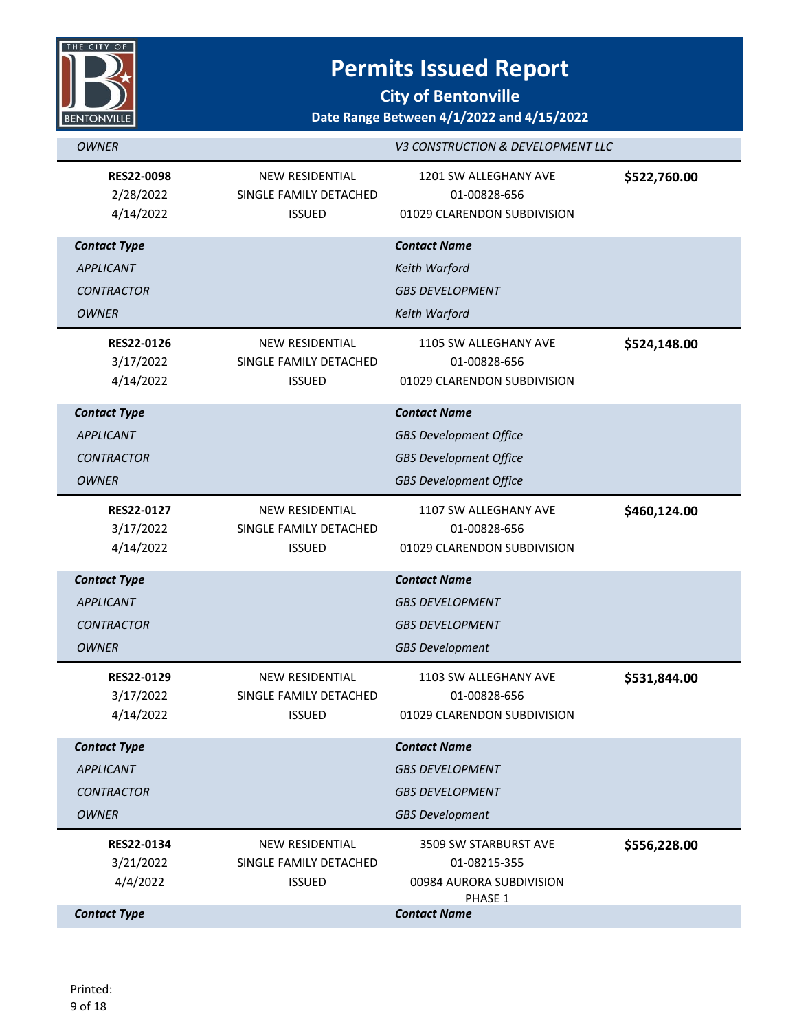# Permits Issued Report

## City of Bentonville

### Date Range Between 4/1/2022 and 4/15/2022

| *OWNER* | | *V3 CONSTRUCTION & DEVELOPMENT LLC* | |
|---|---|---|---|

| **RES22-0098**<br>2/28/2022<br>4/14/2022 | NEW RESIDENTIAL<br>SINGLE FAMILY DETACHED<br>ISSUED | 1201 SW ALLEGHANY AVE<br>01-00828-656<br>01029 CLARENDON SUBDIVISION | **$522,760.00** |
|---|---|---|---|

| ***Contact Type*** | ***Contact Name*** |
|---|---|
| *APPLICANT* | *Keith Warford* |
| *CONTRACTOR* | *GBS DEVELOPMENT* |
| *OWNER* | *Keith Warford* |

| **RES22-0126**<br>3/17/2022<br>4/14/2022 | NEW RESIDENTIAL<br>SINGLE FAMILY DETACHED<br>ISSUED | 1105 SW ALLEGHANY AVE<br>01-00828-656<br>01029 CLARENDON SUBDIVISION | **$524,148.00** |
|---|---|---|---|

| ***Contact Type*** | ***Contact Name*** |
|---|---|
| *APPLICANT* | *GBS Development Office* |
| *CONTRACTOR* | *GBS Development Office* |
| *OWNER* | *GBS Development Office* |

| **RES22-0127**<br>3/17/2022<br>4/14/2022 | NEW RESIDENTIAL<br>SINGLE FAMILY DETACHED<br>ISSUED | 1107 SW ALLEGHANY AVE<br>01-00828-656<br>01029 CLARENDON SUBDIVISION | **$460,124.00** |
|---|---|---|---|

| ***Contact Type*** | ***Contact Name*** |
|---|---|
| *APPLICANT* | *GBS DEVELOPMENT* |
| *CONTRACTOR* | *GBS DEVELOPMENT* |
| *OWNER* | *GBS Development* |

| **RES22-0129**<br>3/17/2022<br>4/14/2022 | NEW RESIDENTIAL<br>SINGLE FAMILY DETACHED<br>ISSUED | 1103 SW ALLEGHANY AVE<br>01-00828-656<br>01029 CLARENDON SUBDIVISION | **$531,844.00** |
|---|---|---|---|

| ***Contact Type*** | ***Contact Name*** |
|---|---|
| *APPLICANT* | *GBS DEVELOPMENT* |
| *CONTRACTOR* | *GBS DEVELOPMENT* |
| *OWNER* | *GBS Development* |

| **RES22-0134**<br>3/21/2022<br>4/4/2022 | NEW RESIDENTIAL<br>SINGLE FAMILY DETACHED<br>ISSUED | 3509 SW STARBURST AVE<br>01-08215-355<br>00984 AURORA SUBDIVISION PHASE 1 | **$556,228.00** |
|---|---|---|---|

| ***Contact Type*** | ***Contact Name*** |
|---|---|

Printed: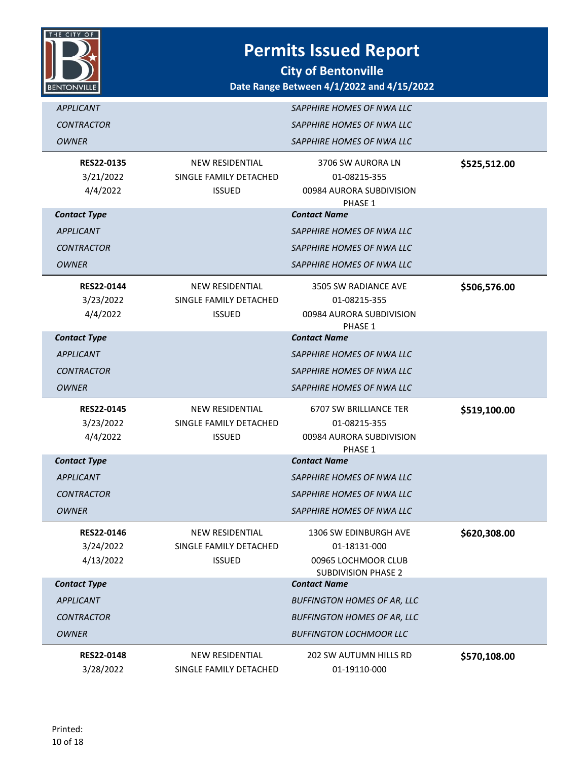# Permits Issued Report

## City of Bentonville

**Date Range Between 4/1/2022 and 4/15/2022**

| | | | |
|---|---|---|---|
| *APPLICANT* | | *SAPPHIRE HOMES OF NWA LLC* | |
| *CONTRACTOR* | | *SAPPHIRE HOMES OF NWA LLC* | |
| *OWNER* | | *SAPPHIRE HOMES OF NWA LLC* | |

| | | | |
|---|---|---|---|
| **RES22-0135** | NEW RESIDENTIAL | 3706 SW AURORA LN | **$525,512.00** |
| 3/21/2022 | SINGLE FAMILY DETACHED | 01-08215-355 | |
| 4/4/2022 | ISSUED | 00984 AURORA SUBDIVISION PHASE 1 | |
| ***Contact Type*** | | ***Contact Name*** | |
| *APPLICANT* | | *SAPPHIRE HOMES OF NWA LLC* | |
| *CONTRACTOR* | | *SAPPHIRE HOMES OF NWA LLC* | |
| *OWNER* | | *SAPPHIRE HOMES OF NWA LLC* | |

| | | | |
|---|---|---|---|
| **RES22-0144** | NEW RESIDENTIAL | 3505 SW RADIANCE AVE | **$506,576.00** |
| 3/23/2022 | SINGLE FAMILY DETACHED | 01-08215-355 | |
| 4/4/2022 | ISSUED | 00984 AURORA SUBDIVISION PHASE 1 | |
| ***Contact Type*** | | ***Contact Name*** | |
| *APPLICANT* | | *SAPPHIRE HOMES OF NWA LLC* | |
| *CONTRACTOR* | | *SAPPHIRE HOMES OF NWA LLC* | |
| *OWNER* | | *SAPPHIRE HOMES OF NWA LLC* | |

| | | | |
|---|---|---|---|
| **RES22-0145** | NEW RESIDENTIAL | 6707 SW BRILLIANCE TER | **$519,100.00** |
| 3/23/2022 | SINGLE FAMILY DETACHED | 01-08215-355 | |
| 4/4/2022 | ISSUED | 00984 AURORA SUBDIVISION PHASE 1 | |
| ***Contact Type*** | | ***Contact Name*** | |
| *APPLICANT* | | *SAPPHIRE HOMES OF NWA LLC* | |
| *CONTRACTOR* | | *SAPPHIRE HOMES OF NWA LLC* | |
| *OWNER* | | *SAPPHIRE HOMES OF NWA LLC* | |

| | | | |
|---|---|---|---|
| **RES22-0146** | NEW RESIDENTIAL | 1306 SW EDINBURGH AVE | **$620,308.00** |
| 3/24/2022 | SINGLE FAMILY DETACHED | 01-18131-000 | |
| 4/13/2022 | ISSUED | 00965 LOCHMOOR CLUB SUBDIVISION PHASE 2 | |
| ***Contact Type*** | | ***Contact Name*** | |
| *APPLICANT* | | *BUFFINGTON HOMES OF AR, LLC* | |
| *CONTRACTOR* | | *BUFFINGTON HOMES OF AR, LLC* | |
| *OWNER* | | *BUFFINGTON LOCHMOOR LLC* | |

| | | | |
|---|---|---|---|
| **RES22-0148** | NEW RESIDENTIAL | 202 SW AUTUMN HILLS RD | **$570,108.00** |
| 3/28/2022 | SINGLE FAMILY DETACHED | 01-19110-000 | |

Printed: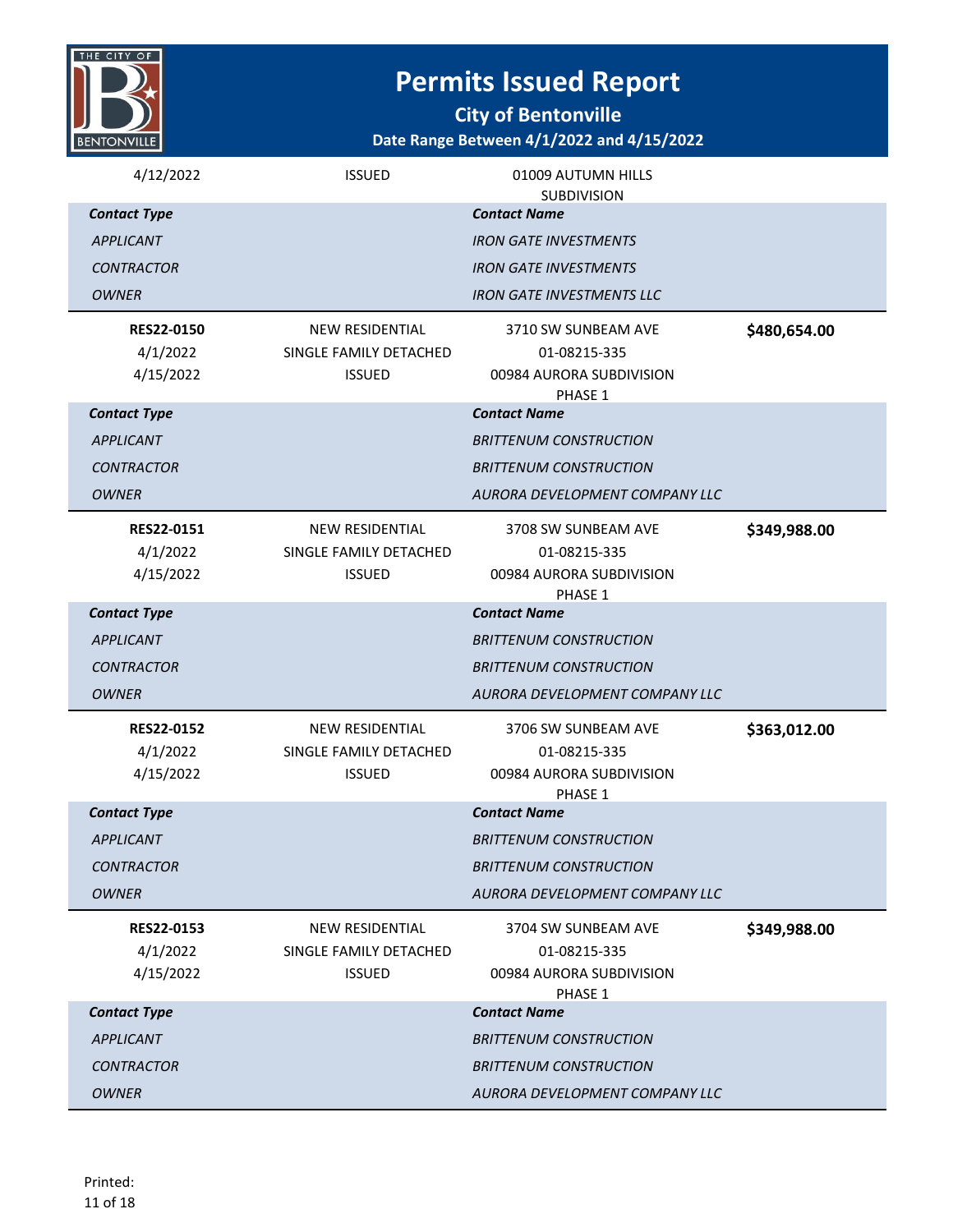# Permits Issued Report

## City of Bentonville

### Date Range Between 4/1/2022 and 4/15/2022

| | | | |
|---|---|---|---|
| 4/12/2022 | ISSUED | 01009 AUTUMN HILLS SUBDIVISION | |

| Contact Type | Contact Name |
|---|---|
| *APPLICANT* | *IRON GATE INVESTMENTS* |
| *CONTRACTOR* | *IRON GATE INVESTMENTS* |
| *OWNER* | *IRON GATE INVESTMENTS LLC* |

| | | | |
|---|---|---|---|
| **RES22-0150** | NEW RESIDENTIAL | 3710 SW SUNBEAM AVE | **$480,654.00** |
| 4/1/2022 | SINGLE FAMILY DETACHED | 01-08215-335 | |
| 4/15/2022 | ISSUED | 00984 AURORA SUBDIVISION PHASE 1 | |

| Contact Type | Contact Name |
|---|---|
| *APPLICANT* | *BRITTENUM CONSTRUCTION* |
| *CONTRACTOR* | *BRITTENUM CONSTRUCTION* |
| *OWNER* | *AURORA DEVELOPMENT COMPANY LLC* |

| | | | |
|---|---|---|---|
| **RES22-0151** | NEW RESIDENTIAL | 3708 SW SUNBEAM AVE | **$349,988.00** |
| 4/1/2022 | SINGLE FAMILY DETACHED | 01-08215-335 | |
| 4/15/2022 | ISSUED | 00984 AURORA SUBDIVISION PHASE 1 | |

| Contact Type | Contact Name |
|---|---|
| *APPLICANT* | *BRITTENUM CONSTRUCTION* |
| *CONTRACTOR* | *BRITTENUM CONSTRUCTION* |
| *OWNER* | *AURORA DEVELOPMENT COMPANY LLC* |

| | | | |
|---|---|---|---|
| **RES22-0152** | NEW RESIDENTIAL | 3706 SW SUNBEAM AVE | **$363,012.00** |
| 4/1/2022 | SINGLE FAMILY DETACHED | 01-08215-335 | |
| 4/15/2022 | ISSUED | 00984 AURORA SUBDIVISION PHASE 1 | |

| Contact Type | Contact Name |
|---|---|
| *APPLICANT* | *BRITTENUM CONSTRUCTION* |
| *CONTRACTOR* | *BRITTENUM CONSTRUCTION* |
| *OWNER* | *AURORA DEVELOPMENT COMPANY LLC* |

| | | | |
|---|---|---|---|
| **RES22-0153** | NEW RESIDENTIAL | 3704 SW SUNBEAM AVE | **$349,988.00** |
| 4/1/2022 | SINGLE FAMILY DETACHED | 01-08215-335 | |
| 4/15/2022 | ISSUED | 00984 AURORA SUBDIVISION PHASE 1 | |

| Contact Type | Contact Name |
|---|---|
| *APPLICANT* | *BRITTENUM CONSTRUCTION* |
| *CONTRACTOR* | *BRITTENUM CONSTRUCTION* |
| *OWNER* | *AURORA DEVELOPMENT COMPANY LLC* |

Printed: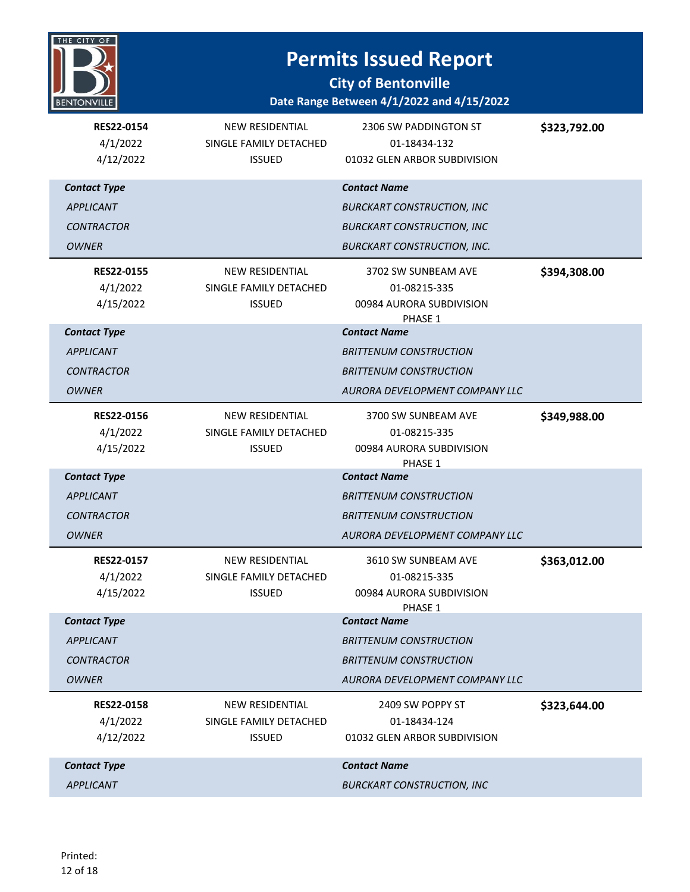# Permits Issued Report

## City of Bentonville

**Date Range Between 4/1/2022 and 4/15/2022**

| | | | |
|---|---|---|---|
| **RES22-0154**<br>4/1/2022<br>4/12/2022 | NEW RESIDENTIAL<br>SINGLE FAMILY DETACHED<br>ISSUED | 2306 SW PADDINGTON ST<br>01-18434-132<br>01032 GLEN ARBOR SUBDIVISION | **$323,792.00** |

| *Contact Type* | *Contact Name* |
|---|---|
| *APPLICANT* | *BURCKART CONSTRUCTION, INC* |
| *CONTRACTOR* | *BURCKART CONSTRUCTION, INC* |
| *OWNER* | *BURCKART CONSTRUCTION, INC.* |

| | | | |
|---|---|---|---|
| **RES22-0155**<br>4/1/2022<br>4/15/2022 | NEW RESIDENTIAL<br>SINGLE FAMILY DETACHED<br>ISSUED | 3702 SW SUNBEAM AVE<br>01-08215-335<br>00984 AURORA SUBDIVISION PHASE 1 | **$394,308.00** |

| *Contact Type* | *Contact Name* |
|---|---|
| *APPLICANT* | *BRITTENUM CONSTRUCTION* |
| *CONTRACTOR* | *BRITTENUM CONSTRUCTION* |
| *OWNER* | *AURORA DEVELOPMENT COMPANY LLC* |

| | | | |
|---|---|---|---|
| **RES22-0156**<br>4/1/2022<br>4/15/2022 | NEW RESIDENTIAL<br>SINGLE FAMILY DETACHED<br>ISSUED | 3700 SW SUNBEAM AVE<br>01-08215-335<br>00984 AURORA SUBDIVISION PHASE 1 | **$349,988.00** |

| *Contact Type* | *Contact Name* |
|---|---|
| *APPLICANT* | *BRITTENUM CONSTRUCTION* |
| *CONTRACTOR* | *BRITTENUM CONSTRUCTION* |
| *OWNER* | *AURORA DEVELOPMENT COMPANY LLC* |

| | | | |
|---|---|---|---|
| **RES22-0157**<br>4/1/2022<br>4/15/2022 | NEW RESIDENTIAL<br>SINGLE FAMILY DETACHED<br>ISSUED | 3610 SW SUNBEAM AVE<br>01-08215-335<br>00984 AURORA SUBDIVISION PHASE 1 | **$363,012.00** |

| *Contact Type* | *Contact Name* |
|---|---|
| *APPLICANT* | *BRITTENUM CONSTRUCTION* |
| *CONTRACTOR* | *BRITTENUM CONSTRUCTION* |
| *OWNER* | *AURORA DEVELOPMENT COMPANY LLC* |

| | | | |
|---|---|---|---|
| **RES22-0158**<br>4/1/2022<br>4/12/2022 | NEW RESIDENTIAL<br>SINGLE FAMILY DETACHED<br>ISSUED | 2409 SW POPPY ST<br>01-18434-124<br>01032 GLEN ARBOR SUBDIVISION | **$323,644.00** |

| *Contact Type* | *Contact Name* |
|---|---|
| *APPLICANT* | *BURCKART CONSTRUCTION, INC* |

Printed: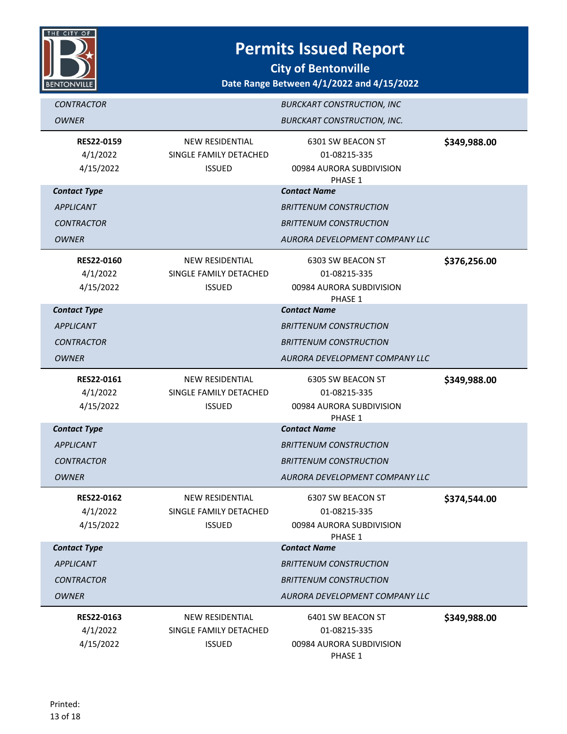# Permits Issued Report

**City of Bentonville**

**Date Range Between 4/1/2022 and 4/15/2022**

| | |
|---|---|
| *CONTRACTOR* | *BURCKART CONSTRUCTION, INC* |
| *OWNER* | *BURCKART CONSTRUCTION, INC.* |

| | | | |
|---|---|---|---|
| **RES22-0159** | NEW RESIDENTIAL | 6301 SW BEACON ST | **$349,988.00** |
| 4/1/2022 | SINGLE FAMILY DETACHED | 01-08215-335 | |
| 4/15/2022 | ISSUED | 00984 AURORA SUBDIVISION PHASE 1 | |

| **Contact Type** | **Contact Name** |
|---|---|
| *APPLICANT* | *BRITTENUM CONSTRUCTION* |
| *CONTRACTOR* | *BRITTENUM CONSTRUCTION* |
| *OWNER* | *AURORA DEVELOPMENT COMPANY LLC* |

| | | | |
|---|---|---|---|
| **RES22-0160** | NEW RESIDENTIAL | 6303 SW BEACON ST | **$376,256.00** |
| 4/1/2022 | SINGLE FAMILY DETACHED | 01-08215-335 | |
| 4/15/2022 | ISSUED | 00984 AURORA SUBDIVISION PHASE 1 | |

| **Contact Type** | **Contact Name** |
|---|---|
| *APPLICANT* | *BRITTENUM CONSTRUCTION* |
| *CONTRACTOR* | *BRITTENUM CONSTRUCTION* |
| *OWNER* | *AURORA DEVELOPMENT COMPANY LLC* |

| | | | |
|---|---|---|---|
| **RES22-0161** | NEW RESIDENTIAL | 6305 SW BEACON ST | **$349,988.00** |
| 4/1/2022 | SINGLE FAMILY DETACHED | 01-08215-335 | |
| 4/15/2022 | ISSUED | 00984 AURORA SUBDIVISION PHASE 1 | |

| **Contact Type** | **Contact Name** |
|---|---|
| *APPLICANT* | *BRITTENUM CONSTRUCTION* |
| *CONTRACTOR* | *BRITTENUM CONSTRUCTION* |
| *OWNER* | *AURORA DEVELOPMENT COMPANY LLC* |

| | | | |
|---|---|---|---|
| **RES22-0162** | NEW RESIDENTIAL | 6307 SW BEACON ST | **$374,544.00** |
| 4/1/2022 | SINGLE FAMILY DETACHED | 01-08215-335 | |
| 4/15/2022 | ISSUED | 00984 AURORA SUBDIVISION PHASE 1 | |

| **Contact Type** | **Contact Name** |
|---|---|
| *APPLICANT* | *BRITTENUM CONSTRUCTION* |
| *CONTRACTOR* | *BRITTENUM CONSTRUCTION* |
| *OWNER* | *AURORA DEVELOPMENT COMPANY LLC* |

| | | | |
|---|---|---|---|
| **RES22-0163** | NEW RESIDENTIAL | 6401 SW BEACON ST | **$349,988.00** |
| 4/1/2022 | SINGLE FAMILY DETACHED | 01-08215-335 | |
| 4/15/2022 | ISSUED | 00984 AURORA SUBDIVISION PHASE 1 | |

Printed: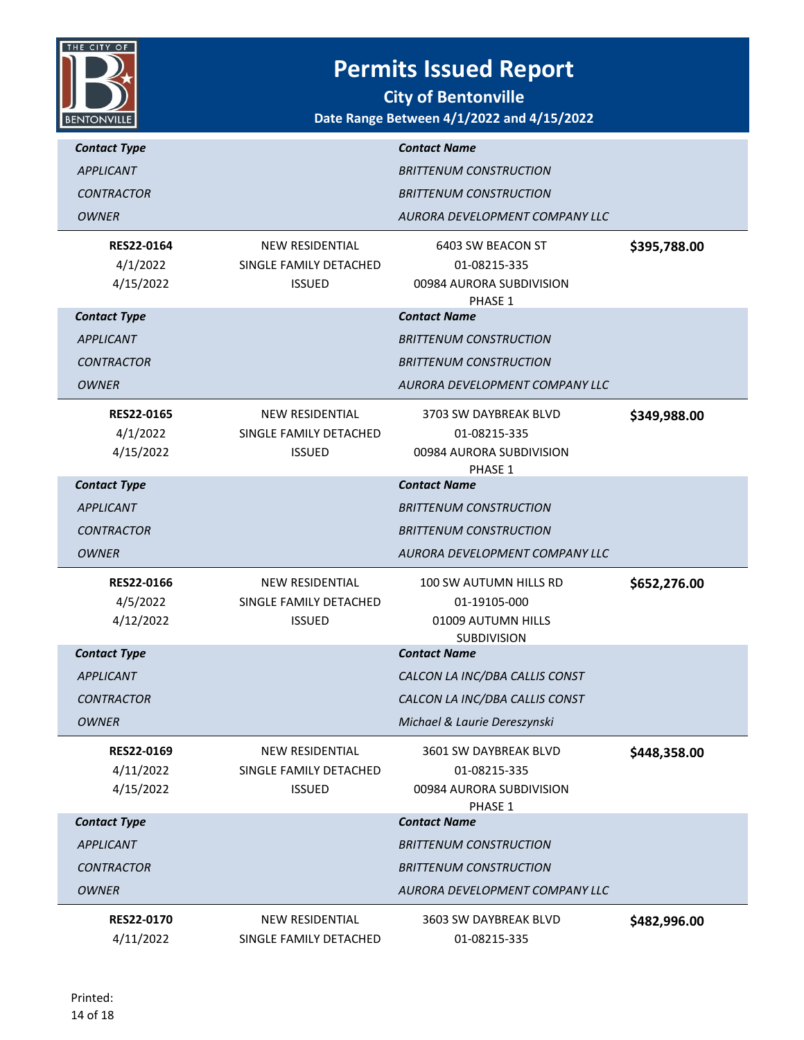# Permits Issued Report

## City of Bentonville

### Date Range Between 4/1/2022 and 4/15/2022

| Contact Type | Contact Name |
|---|---|
| *APPLICANT* | *BRITTENUM CONSTRUCTION* |
| *CONTRACTOR* | *BRITTENUM CONSTRUCTION* |
| *OWNER* | *AURORA DEVELOPMENT COMPANY LLC* |

| | | | |
|---|---|---|---|
| **RES22-0164** | NEW RESIDENTIAL | 6403 SW BEACON ST | **$395,788.00** |
| 4/1/2022 | SINGLE FAMILY DETACHED | 01-08215-335 | |
| 4/15/2022 | ISSUED | 00984 AURORA SUBDIVISION PHASE 1 | |

| Contact Type | Contact Name |
|---|---|
| *APPLICANT* | *BRITTENUM CONSTRUCTION* |
| *CONTRACTOR* | *BRITTENUM CONSTRUCTION* |
| *OWNER* | *AURORA DEVELOPMENT COMPANY LLC* |

| | | | |
|---|---|---|---|
| **RES22-0165** | NEW RESIDENTIAL | 3703 SW DAYBREAK BLVD | **$349,988.00** |
| 4/1/2022 | SINGLE FAMILY DETACHED | 01-08215-335 | |
| 4/15/2022 | ISSUED | 00984 AURORA SUBDIVISION PHASE 1 | |

| Contact Type | Contact Name |
|---|---|
| *APPLICANT* | *BRITTENUM CONSTRUCTION* |
| *CONTRACTOR* | *BRITTENUM CONSTRUCTION* |
| *OWNER* | *AURORA DEVELOPMENT COMPANY LLC* |

| | | | |
|---|---|---|---|
| **RES22-0166** | NEW RESIDENTIAL | 100 SW AUTUMN HILLS RD | **$652,276.00** |
| 4/5/2022 | SINGLE FAMILY DETACHED | 01-19105-000 | |
| 4/12/2022 | ISSUED | 01009 AUTUMN HILLS SUBDIVISION | |

| Contact Type | Contact Name |
|---|---|
| *APPLICANT* | *CALCON LA INC/DBA CALLIS CONST* |
| *CONTRACTOR* | *CALCON LA INC/DBA CALLIS CONST* |
| *OWNER* | *Michael & Laurie Dereszynski* |

| | | | |
|---|---|---|---|
| **RES22-0169** | NEW RESIDENTIAL | 3601 SW DAYBREAK BLVD | **$448,358.00** |
| 4/11/2022 | SINGLE FAMILY DETACHED | 01-08215-335 | |
| 4/15/2022 | ISSUED | 00984 AURORA SUBDIVISION PHASE 1 | |

| Contact Type | Contact Name |
|---|---|
| *APPLICANT* | *BRITTENUM CONSTRUCTION* |
| *CONTRACTOR* | *BRITTENUM CONSTRUCTION* |
| *OWNER* | *AURORA DEVELOPMENT COMPANY LLC* |

| | | | |
|---|---|---|---|
| **RES22-0170** | NEW RESIDENTIAL | 3603 SW DAYBREAK BLVD | **$482,996.00** |
| 4/11/2022 | SINGLE FAMILY DETACHED | 01-08215-335 | |

Printed: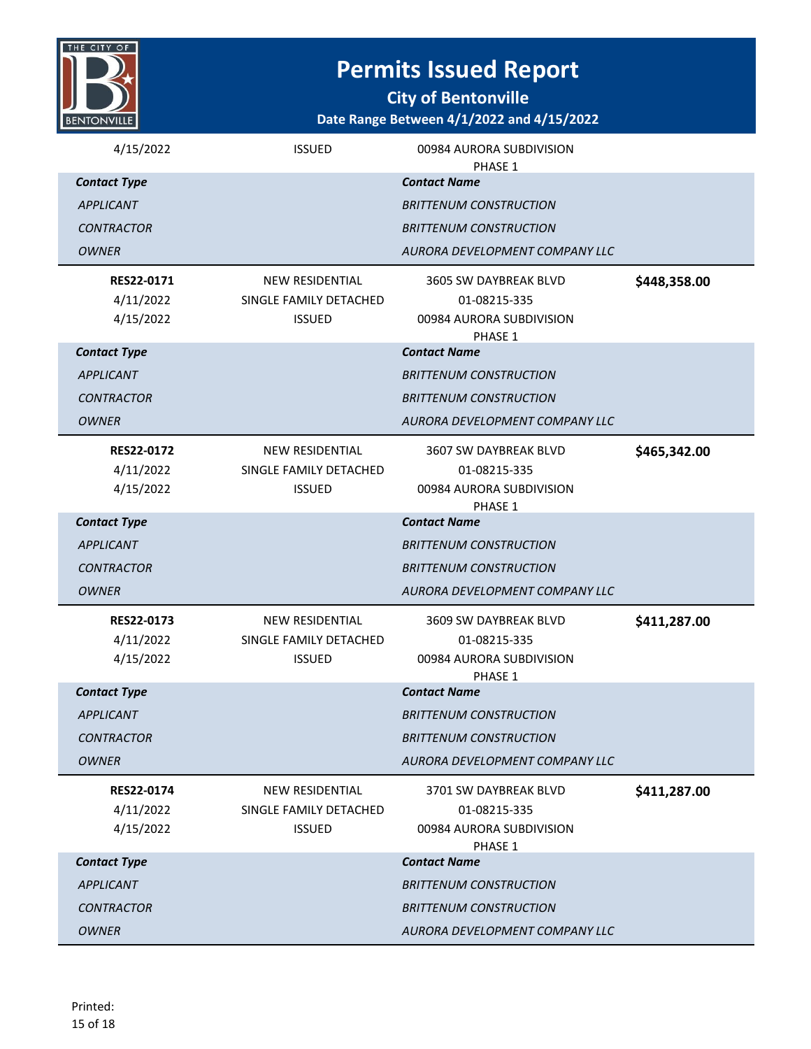# Permits Issued Report

## City of Bentonville

### Date Range Between 4/1/2022 and 4/15/2022

| | | | |
|---|---|---|---|
| 4/15/2022 | ISSUED | 00984 AURORA SUBDIVISION PHASE 1 | |

| *Contact Type* | *Contact Name* |
|---|---|
| *APPLICANT* | *BRITTENUM CONSTRUCTION* |
| *CONTRACTOR* | *BRITTENUM CONSTRUCTION* |
| *OWNER* | *AURORA DEVELOPMENT COMPANY LLC* |

| | | | |
|---|---|---|---|
| **RES22-0171** | NEW RESIDENTIAL | 3605 SW DAYBREAK BLVD | **$448,358.00** |
| 4/11/2022 | SINGLE FAMILY DETACHED | 01-08215-335 | |
| 4/15/2022 | ISSUED | 00984 AURORA SUBDIVISION PHASE 1 | |

| *Contact Type* | *Contact Name* |
|---|---|
| *APPLICANT* | *BRITTENUM CONSTRUCTION* |
| *CONTRACTOR* | *BRITTENUM CONSTRUCTION* |
| *OWNER* | *AURORA DEVELOPMENT COMPANY LLC* |

| | | | |
|---|---|---|---|
| **RES22-0172** | NEW RESIDENTIAL | 3607 SW DAYBREAK BLVD | **$465,342.00** |
| 4/11/2022 | SINGLE FAMILY DETACHED | 01-08215-335 | |
| 4/15/2022 | ISSUED | 00984 AURORA SUBDIVISION PHASE 1 | |

| *Contact Type* | *Contact Name* |
|---|---|
| *APPLICANT* | *BRITTENUM CONSTRUCTION* |
| *CONTRACTOR* | *BRITTENUM CONSTRUCTION* |
| *OWNER* | *AURORA DEVELOPMENT COMPANY LLC* |

| | | | |
|---|---|---|---|
| **RES22-0173** | NEW RESIDENTIAL | 3609 SW DAYBREAK BLVD | **$411,287.00** |
| 4/11/2022 | SINGLE FAMILY DETACHED | 01-08215-335 | |
| 4/15/2022 | ISSUED | 00984 AURORA SUBDIVISION PHASE 1 | |

| *Contact Type* | *Contact Name* |
|---|---|
| *APPLICANT* | *BRITTENUM CONSTRUCTION* |
| *CONTRACTOR* | *BRITTENUM CONSTRUCTION* |
| *OWNER* | *AURORA DEVELOPMENT COMPANY LLC* |

| | | | |
|---|---|---|---|
| **RES22-0174** | NEW RESIDENTIAL | 3701 SW DAYBREAK BLVD | **$411,287.00** |
| 4/11/2022 | SINGLE FAMILY DETACHED | 01-08215-335 | |
| 4/15/2022 | ISSUED | 00984 AURORA SUBDIVISION PHASE 1 | |

| *Contact Type* | *Contact Name* |
|---|---|
| *APPLICANT* | *BRITTENUM CONSTRUCTION* |
| *CONTRACTOR* | *BRITTENUM CONSTRUCTION* |
| *OWNER* | *AURORA DEVELOPMENT COMPANY LLC* |

Printed: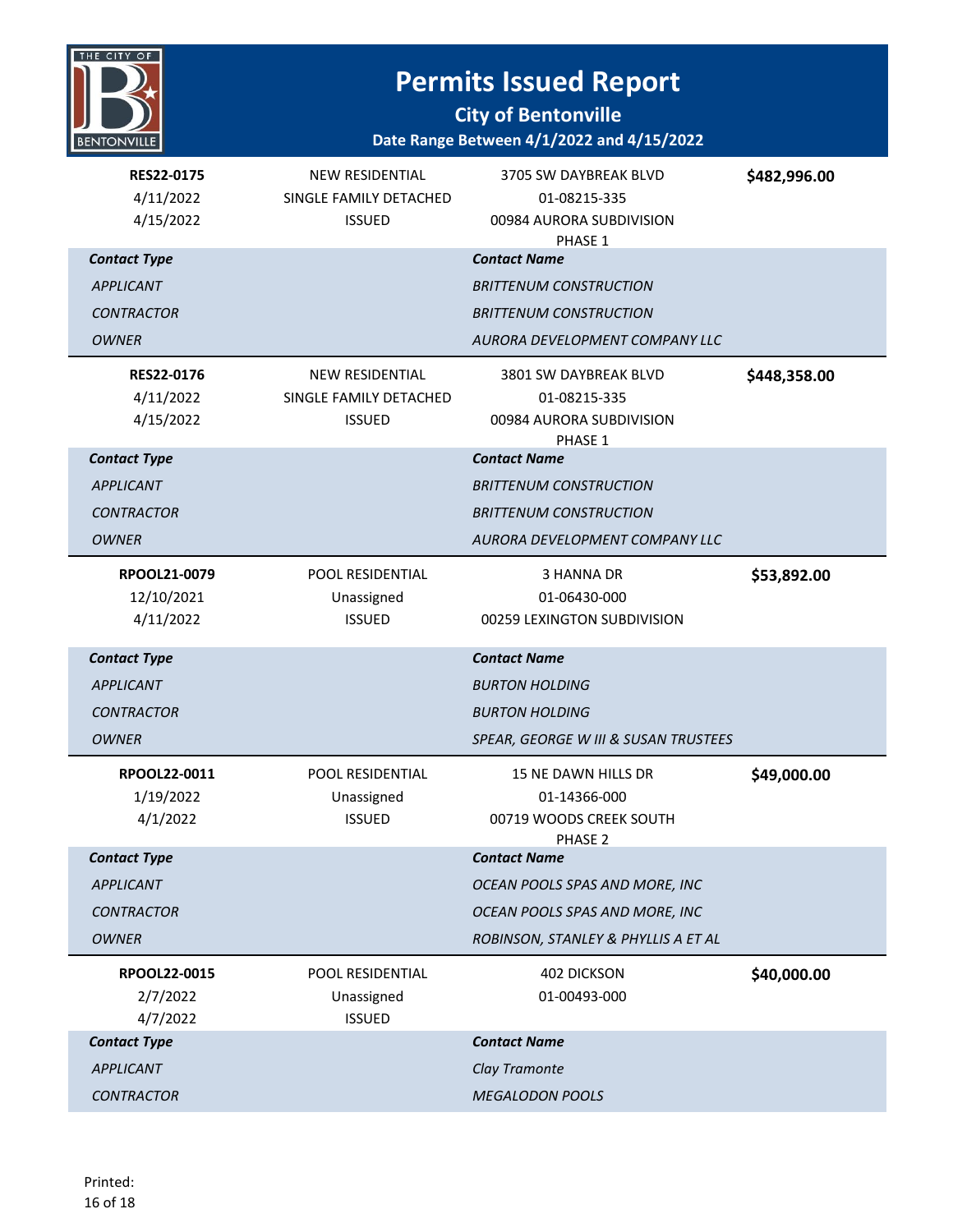# Permits Issued Report

## City of Bentonville

### Date Range Between 4/1/2022 and 4/15/2022

| | | | |
|---|---|---|---|
| **RES22-0175** | NEW RESIDENTIAL | 3705 SW DAYBREAK BLVD | **$482,996.00** |
| 4/11/2022 | SINGLE FAMILY DETACHED | 01-08215-335 | |
| 4/15/2022 | ISSUED | 00984 AURORA SUBDIVISION PHASE 1 | |

| *Contact Type* | *Contact Name* |
|---|---|
| *APPLICANT* | *BRITTENUM CONSTRUCTION* |
| *CONTRACTOR* | *BRITTENUM CONSTRUCTION* |
| *OWNER* | *AURORA DEVELOPMENT COMPANY LLC* |

| | | | |
|---|---|---|---|
| **RES22-0176** | NEW RESIDENTIAL | 3801 SW DAYBREAK BLVD | **$448,358.00** |
| 4/11/2022 | SINGLE FAMILY DETACHED | 01-08215-335 | |
| 4/15/2022 | ISSUED | 00984 AURORA SUBDIVISION PHASE 1 | |

| *Contact Type* | *Contact Name* |
|---|---|
| *APPLICANT* | *BRITTENUM CONSTRUCTION* |
| *CONTRACTOR* | *BRITTENUM CONSTRUCTION* |
| *OWNER* | *AURORA DEVELOPMENT COMPANY LLC* |

| | | | |
|---|---|---|---|
| **RPOOL21-0079** | POOL RESIDENTIAL | 3 HANNA DR | **$53,892.00** |
| 12/10/2021 | Unassigned | 01-06430-000 | |
| 4/11/2022 | ISSUED | 00259 LEXINGTON SUBDIVISION | |

| *Contact Type* | *Contact Name* |
|---|---|
| *APPLICANT* | *BURTON HOLDING* |
| *CONTRACTOR* | *BURTON HOLDING* |
| *OWNER* | *SPEAR, GEORGE W III & SUSAN TRUSTEES* |

| | | | |
|---|---|---|---|
| **RPOOL22-0011** | POOL RESIDENTIAL | 15 NE DAWN HILLS DR | **$49,000.00** |
| 1/19/2022 | Unassigned | 01-14366-000 | |
| 4/1/2022 | ISSUED | 00719 WOODS CREEK SOUTH PHASE 2 | |

| *Contact Type* | *Contact Name* |
|---|---|
| *APPLICANT* | *OCEAN POOLS SPAS AND MORE, INC* |
| *CONTRACTOR* | *OCEAN POOLS SPAS AND MORE, INC* |
| *OWNER* | *ROBINSON, STANLEY & PHYLLIS A ET AL* |

| | | | |
|---|---|---|---|
| **RPOOL22-0015** | POOL RESIDENTIAL | 402 DICKSON | **$40,000.00** |
| 2/7/2022 | Unassigned | 01-00493-000 | |
| 4/7/2022 | ISSUED | | |

| *Contact Type* | *Contact Name* |
|---|---|
| *APPLICANT* | *Clay Tramonte* |
| *CONTRACTOR* | *MEGALODON POOLS* |

Printed: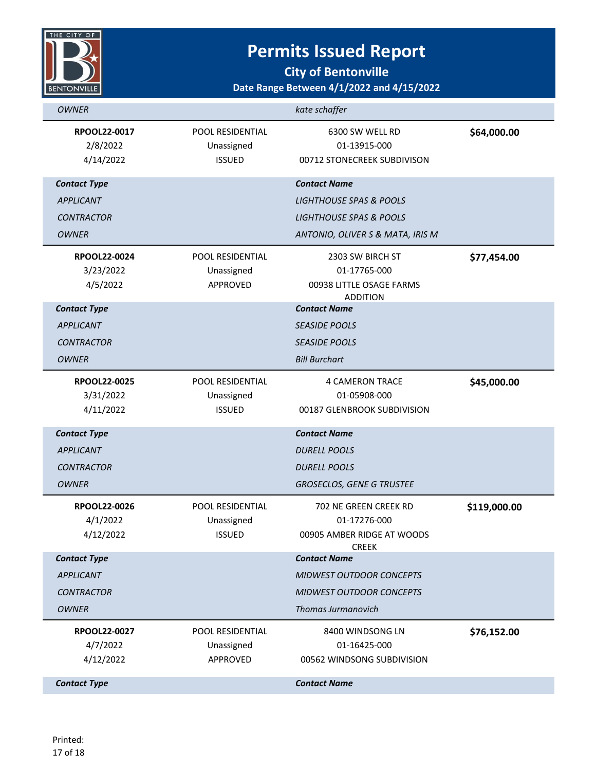# Permits Issued Report

## City of Bentonville

### Date Range Between 4/1/2022 and 4/15/2022

| | | | |
|---|---|---|---|
| *OWNER* | | *kate schaffer* | |

| | | | |
|---|---|---|---|
| **RPOOL22-0017** | POOL RESIDENTIAL | 6300 SW WELL RD | **$64,000.00** |
| 2/8/2022 | Unassigned | 01-13915-000 | |
| 4/14/2022 | ISSUED | 00712 STONECREEK SUBDIVISON | |

| ***Contact Type*** | ***Contact Name*** |
|---|---|
| *APPLICANT* | *LIGHTHOUSE SPAS & POOLS* |
| *CONTRACTOR* | *LIGHTHOUSE SPAS & POOLS* |
| *OWNER* | *ANTONIO, OLIVER S & MATA, IRIS M* |

| | | | |
|---|---|---|---|
| **RPOOL22-0024** | POOL RESIDENTIAL | 2303 SW BIRCH ST | **$77,454.00** |
| 3/23/2022 | Unassigned | 01-17765-000 | |
| 4/5/2022 | APPROVED | 00938 LITTLE OSAGE FARMS ADDITION | |

| ***Contact Type*** | ***Contact Name*** |
|---|---|
| *APPLICANT* | *SEASIDE POOLS* |
| *CONTRACTOR* | *SEASIDE POOLS* |
| *OWNER* | *Bill Burchart* |

| | | | |
|---|---|---|---|
| **RPOOL22-0025** | POOL RESIDENTIAL | 4 CAMERON TRACE | **$45,000.00** |
| 3/31/2022 | Unassigned | 01-05908-000 | |
| 4/11/2022 | ISSUED | 00187 GLENBROOK SUBDIVISION | |

| ***Contact Type*** | ***Contact Name*** |
|---|---|
| *APPLICANT* | *DURELL POOLS* |
| *CONTRACTOR* | *DURELL POOLS* |
| *OWNER* | *GROSECLOS, GENE G TRUSTEE* |

| | | | |
|---|---|---|---|
| **RPOOL22-0026** | POOL RESIDENTIAL | 702 NE GREEN CREEK RD | **$119,000.00** |
| 4/1/2022 | Unassigned | 01-17276-000 | |
| 4/12/2022 | ISSUED | 00905 AMBER RIDGE AT WOODS CREEK | |

| ***Contact Type*** | ***Contact Name*** |
|---|---|
| *APPLICANT* | *MIDWEST OUTDOOR CONCEPTS* |
| *CONTRACTOR* | *MIDWEST OUTDOOR CONCEPTS* |
| *OWNER* | *Thomas Jurmanovich* |

| | | | |
|---|---|---|---|
| **RPOOL22-0027** | POOL RESIDENTIAL | 8400 WINDSONG LN | **$76,152.00** |
| 4/7/2022 | Unassigned | 01-16425-000 | |
| 4/12/2022 | APPROVED | 00562 WINDSONG SUBDIVISION | |

| ***Contact Type*** | ***Contact Name*** |
|---|---|

Printed: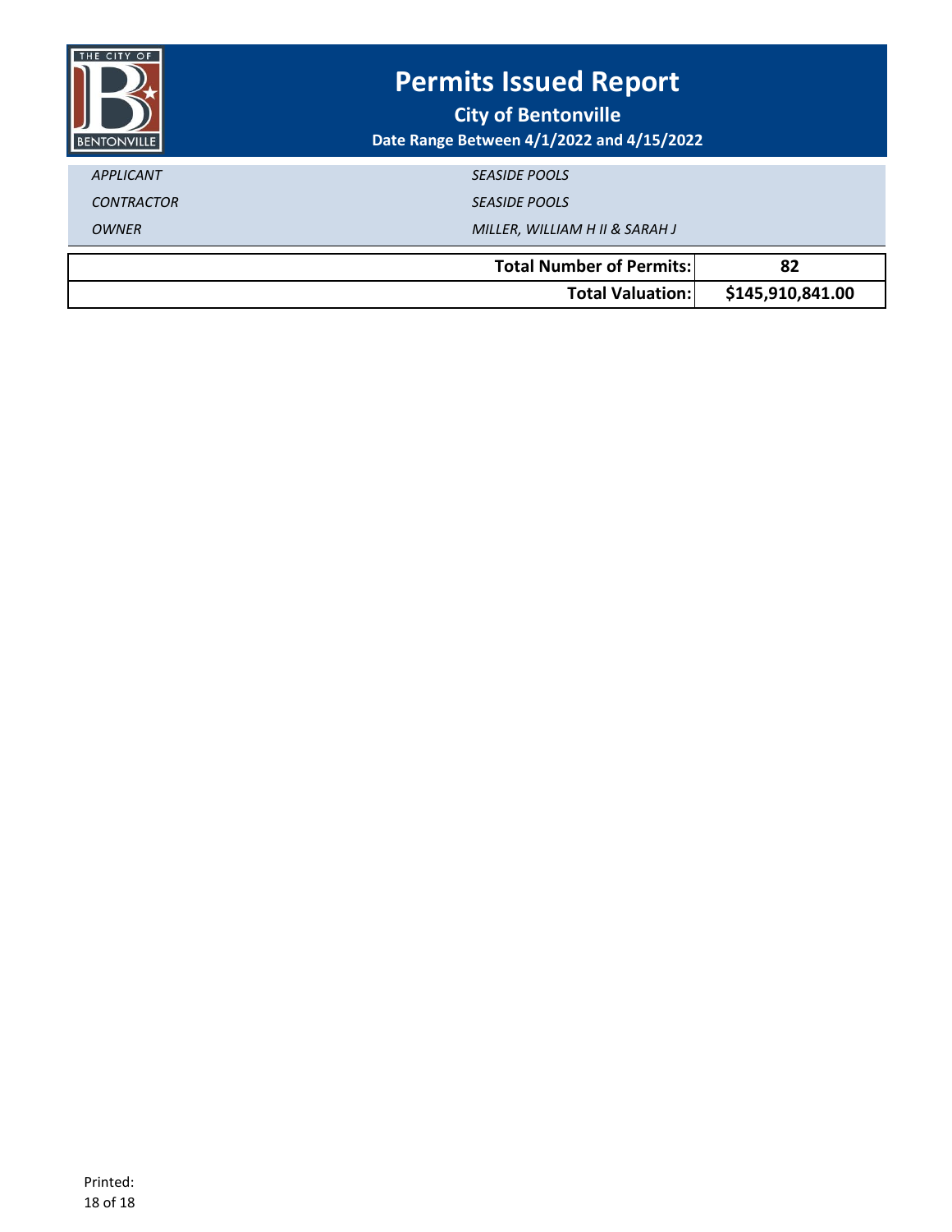# Permits Issued Report

## City of Bentonville

**Date Range Between 4/1/2022 and 4/15/2022**

| | |
|---|---|
| *APPLICANT* | *SEASIDE POOLS* |
| *CONTRACTOR* | *SEASIDE POOLS* |
| *OWNER* | *MILLER, WILLIAM H II & SARAH J* |

| | |
|---|---|
| **Total Number of Permits:** | **82** |
| **Total Valuation:** | **$145,910,841.00** |

Printed: